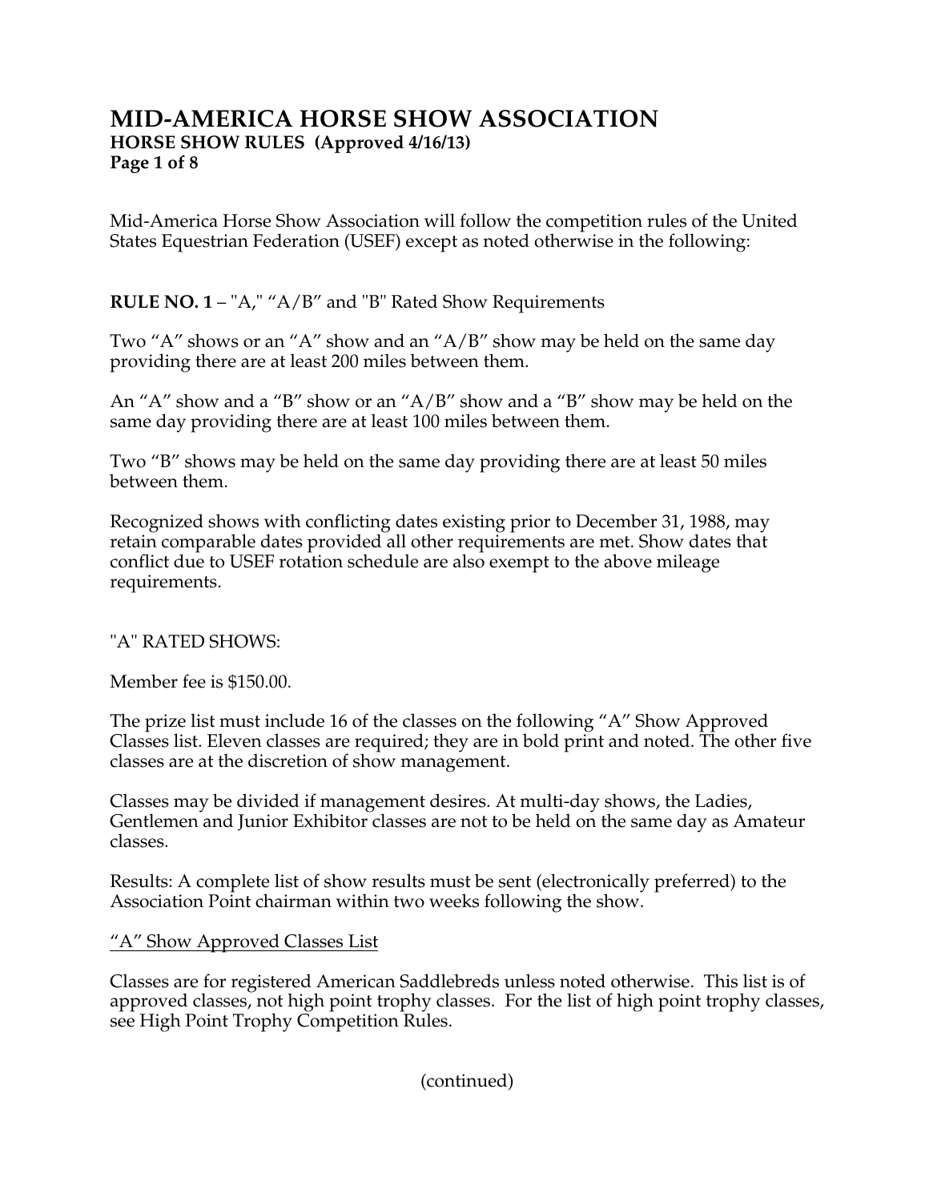# MID-AMERICA HORSE SHOW ASSOCIATION

**HORSE SHOW RULES (Approved 4/16/13)**

Mid-America Horse Show Association will follow the competition rules of the United States Equestrian Federation (USEF) except as noted otherwise in the following:

**RULE NO. 1** – "A," "A/B" and "B" Rated Show Requirements

Two "A" shows or an "A" show and an "A/B" show may be held on the same day providing there are at least 200 miles between them.

An "A" show and a "B" show or an "A/B" show and a "B" show may be held on the same day providing there are at least 100 miles between them.

Two "B" shows may be held on the same day providing there are at least 50 miles between them.

Recognized shows with conflicting dates existing prior to December 31, 1988, may retain comparable dates provided all other requirements are met. Show dates that conflict due to USEF rotation schedule are also exempt to the above mileage requirements.

"A" RATED SHOWS:

Member fee is $150.00.

The prize list must include 16 of the classes on the following "A" Show Approved Classes list. Eleven classes are required; they are in bold print and noted. The other five classes are at the discretion of show management.

Classes may be divided if management desires. At multi-day shows, the Ladies, Gentlemen and Junior Exhibitor classes are not to be held on the same day as Amateur classes.

Results: A complete list of show results must be sent (electronically preferred) to the Association Point chairman within two weeks following the show.

<u>"A" Show Approved Classes List</u>

Classes are for registered American Saddlebreds unless noted otherwise. This list is of approved classes, not high point trophy classes. For the list of high point trophy classes, see High Point Trophy Competition Rules.

(continued)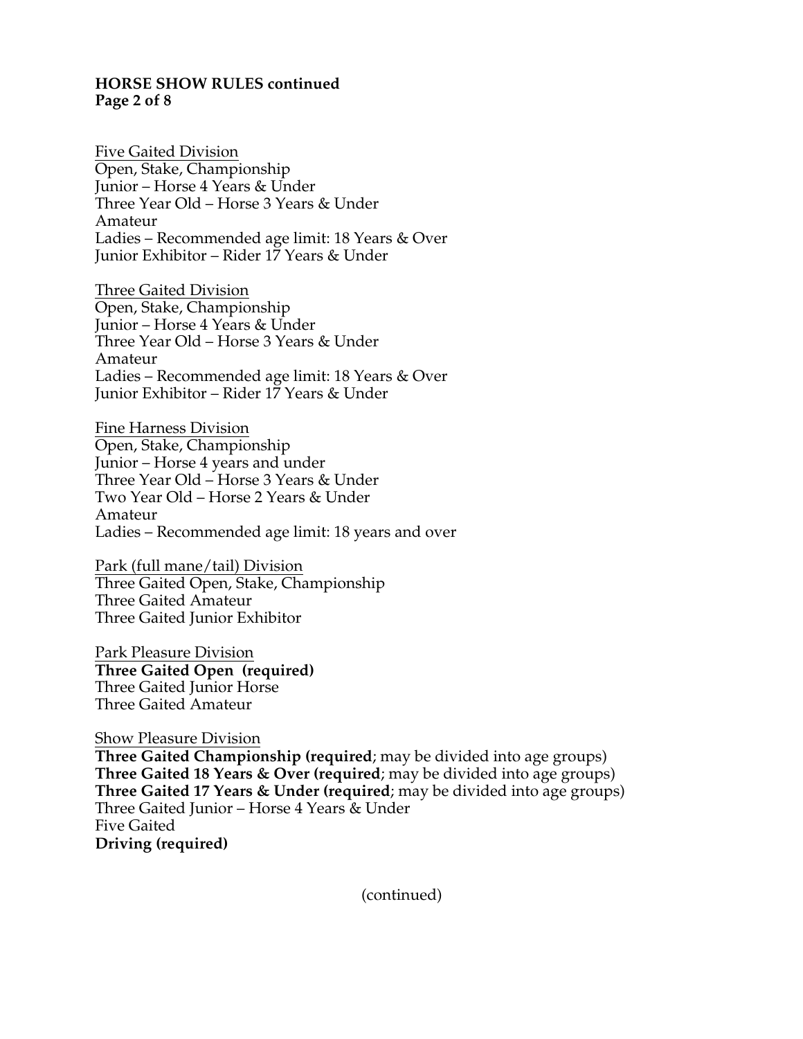**HORSE SHOW RULES continued**

Five Gaited Division
Open, Stake, Championship
Junior – Horse 4 Years & Under
Three Year Old – Horse 3 Years & Under
Amateur
Ladies – Recommended age limit: 18 Years & Over
Junior Exhibitor – Rider 17 Years & Under

Three Gaited Division
Open, Stake, Championship
Junior – Horse 4 Years & Under
Three Year Old – Horse 3 Years & Under
Amateur
Ladies – Recommended age limit: 18 Years & Over
Junior Exhibitor – Rider 17 Years & Under

Fine Harness Division
Open, Stake, Championship
Junior – Horse 4 years and under
Three Year Old – Horse 3 Years & Under
Two Year Old – Horse 2 Years & Under
Amateur
Ladies – Recommended age limit: 18 years and over

Park (full mane/tail) Division
Three Gaited Open, Stake, Championship
Three Gaited Amateur
Three Gaited Junior Exhibitor

Park Pleasure Division
**Three Gaited Open (required)**
Three Gaited Junior Horse
Three Gaited Amateur

Show Pleasure Division
**Three Gaited Championship (required**; may be divided into age groups)
**Three Gaited 18 Years & Over (required**; may be divided into age groups)
**Three Gaited 17 Years & Under (required**; may be divided into age groups)
Three Gaited Junior – Horse 4 Years & Under
Five Gaited
**Driving (required)**

(continued)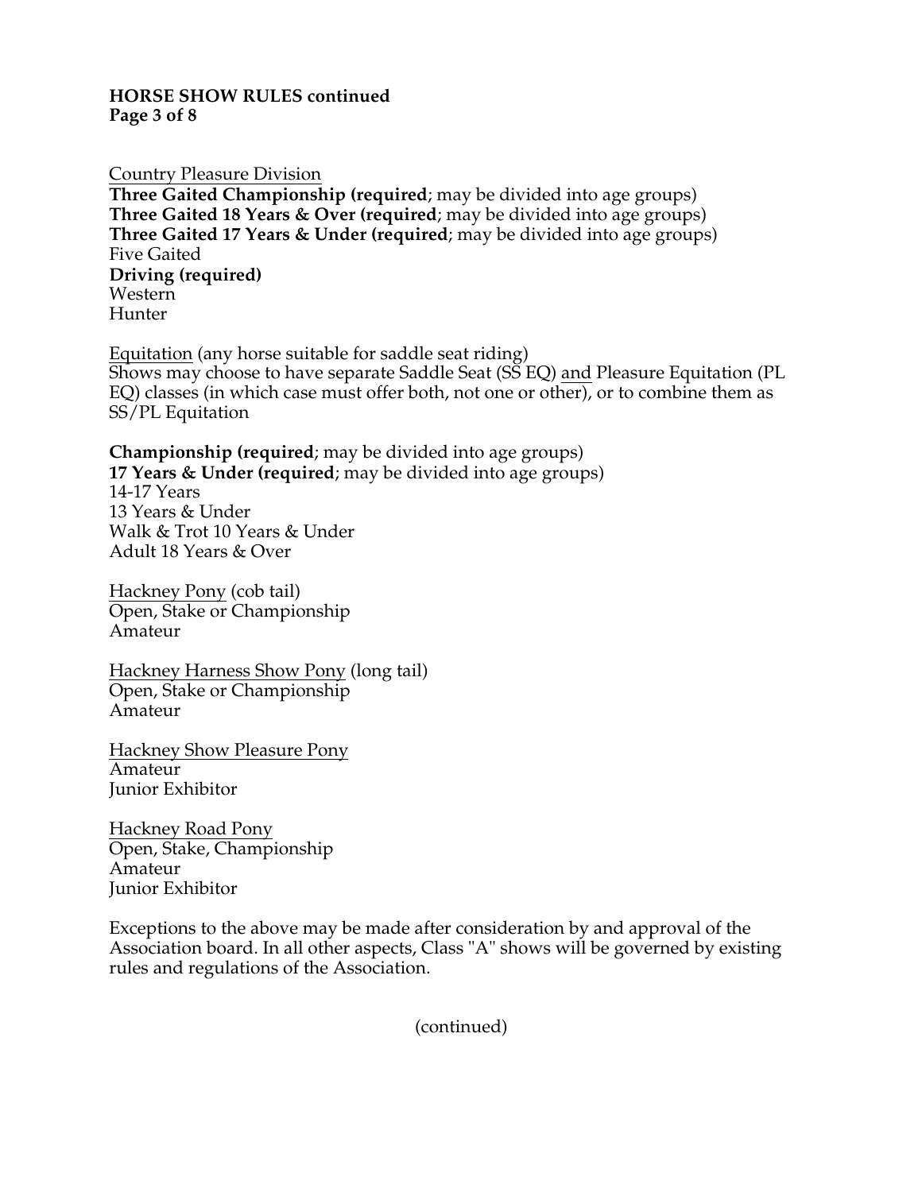Country Pleasure Division

**Three Gaited Championship (required**; may be divided into age groups)
**Three Gaited 18 Years & Over (required**; may be divided into age groups)
**Three Gaited 17 Years & Under (required**; may be divided into age groups)
Five Gaited
**Driving (required)**
Western
Hunter

Equitation (any horse suitable for saddle seat riding)
Shows may choose to have separate Saddle Seat (SS EQ) and Pleasure Equitation (PL EQ) classes (in which case must offer both, not one or other), or to combine them as SS/PL Equitation

**Championship (required**; may be divided into age groups)
**17 Years & Under (required**; may be divided into age groups)
14-17 Years
13 Years & Under
Walk & Trot 10 Years & Under
Adult 18 Years & Over

Hackney Pony (cob tail)
Open, Stake or Championship
Amateur

Hackney Harness Show Pony (long tail)
Open, Stake or Championship
Amateur

Hackney Show Pleasure Pony
Amateur
Junior Exhibitor

Hackney Road Pony
Open, Stake, Championship
Amateur
Junior Exhibitor

Exceptions to the above may be made after consideration by and approval of the Association board. In all other aspects, Class "A" shows will be governed by existing rules and regulations of the Association.

(continued)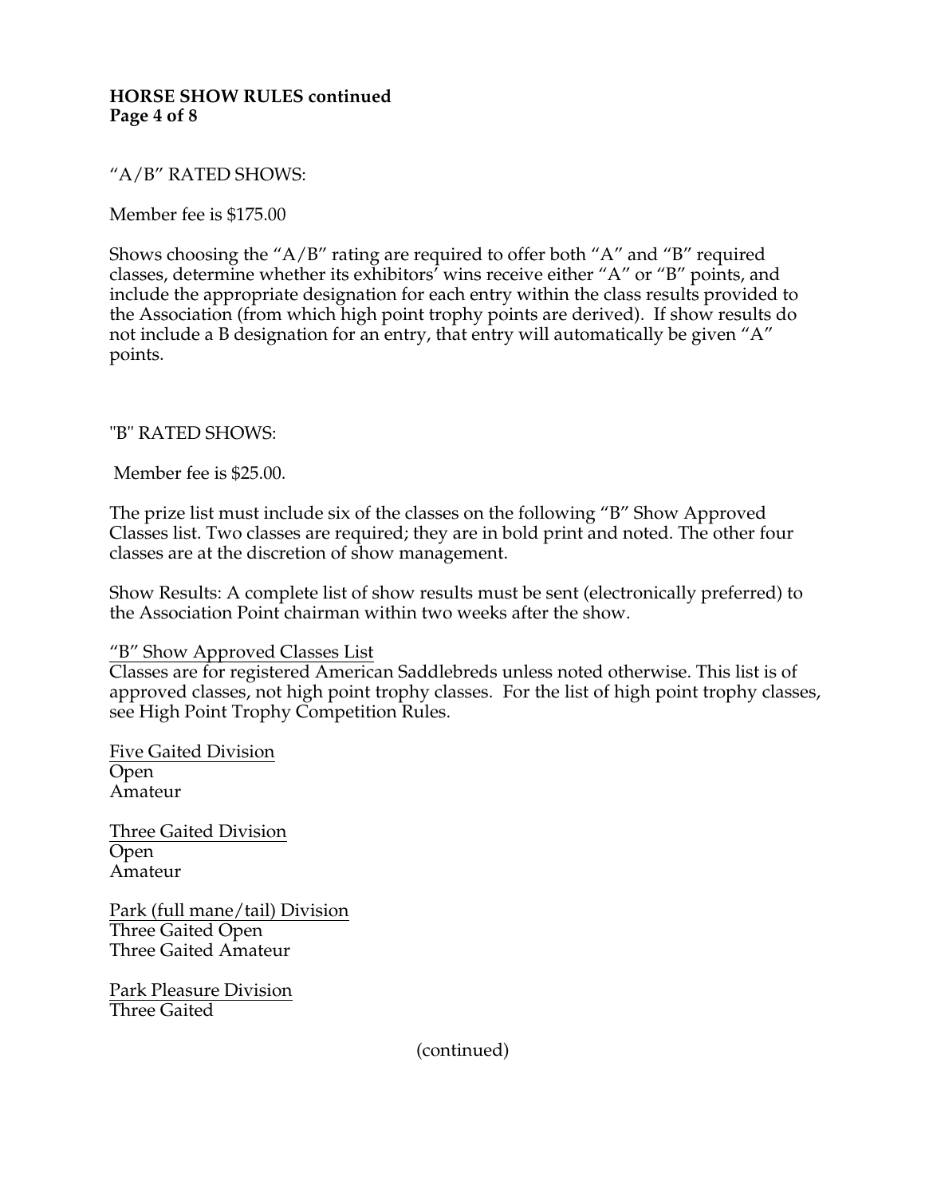"A/B" RATED SHOWS:

Member fee is $175.00

Shows choosing the "A/B" rating are required to offer both "A" and "B" required classes, determine whether its exhibitors' wins receive either "A" or "B" points, and include the appropriate designation for each entry within the class results provided to the Association (from which high point trophy points are derived). If show results do not include a B designation for an entry, that entry will automatically be given "A" points.

"B" RATED SHOWS:

Member fee is $25.00.

The prize list must include six of the classes on the following "B" Show Approved Classes list. Two classes are required; they are in bold print and noted. The other four classes are at the discretion of show management.

Show Results: A complete list of show results must be sent (electronically preferred) to the Association Point chairman within two weeks after the show.

<u>"B" Show Approved Classes List</u>
Classes are for registered American Saddlebreds unless noted otherwise. This list is of approved classes, not high point trophy classes. For the list of high point trophy classes, see High Point Trophy Competition Rules.

<u>Five Gaited Division</u>
Open
Amateur

<u>Three Gaited Division</u>
Open
Amateur

<u>Park (full mane/tail) Division</u>
Three Gaited Open
Three Gaited Amateur

<u>Park Pleasure Division</u>
Three Gaited

(continued)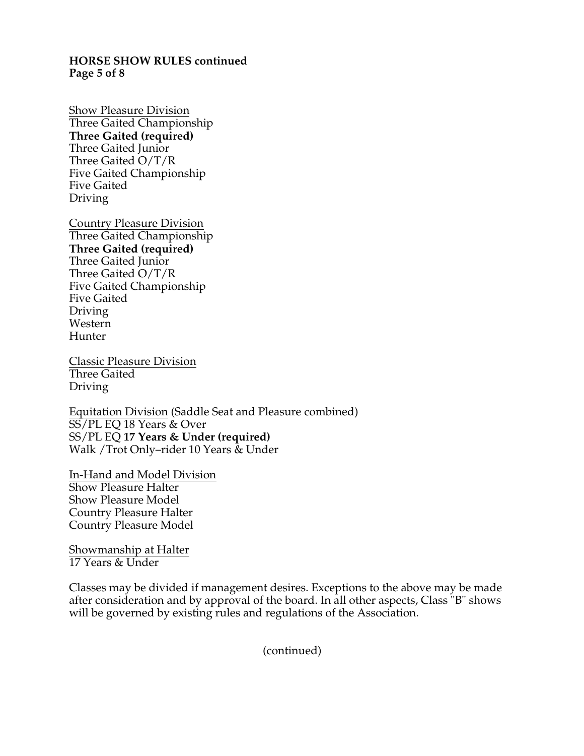Show Pleasure Division
Three Gaited Championship
**Three Gaited (required)**
Three Gaited Junior
Three Gaited O/T/R
Five Gaited Championship
Five Gaited
Driving

Country Pleasure Division
Three Gaited Championship
**Three Gaited (required)**
Three Gaited Junior
Three Gaited O/T/R
Five Gaited Championship
Five Gaited
Driving
Western
Hunter

Classic Pleasure Division
Three Gaited
Driving

Equitation Division (Saddle Seat and Pleasure combined)
SS/PL EQ 18 Years & Over
SS/PL EQ **17 Years & Under (required)**
Walk /Trot Only–rider 10 Years & Under

In-Hand and Model Division
Show Pleasure Halter
Show Pleasure Model
Country Pleasure Halter
Country Pleasure Model

Showmanship at Halter
17 Years & Under

Classes may be divided if management desires. Exceptions to the above may be made after consideration and by approval of the board. In all other aspects, Class "B" shows will be governed by existing rules and regulations of the Association.

(continued)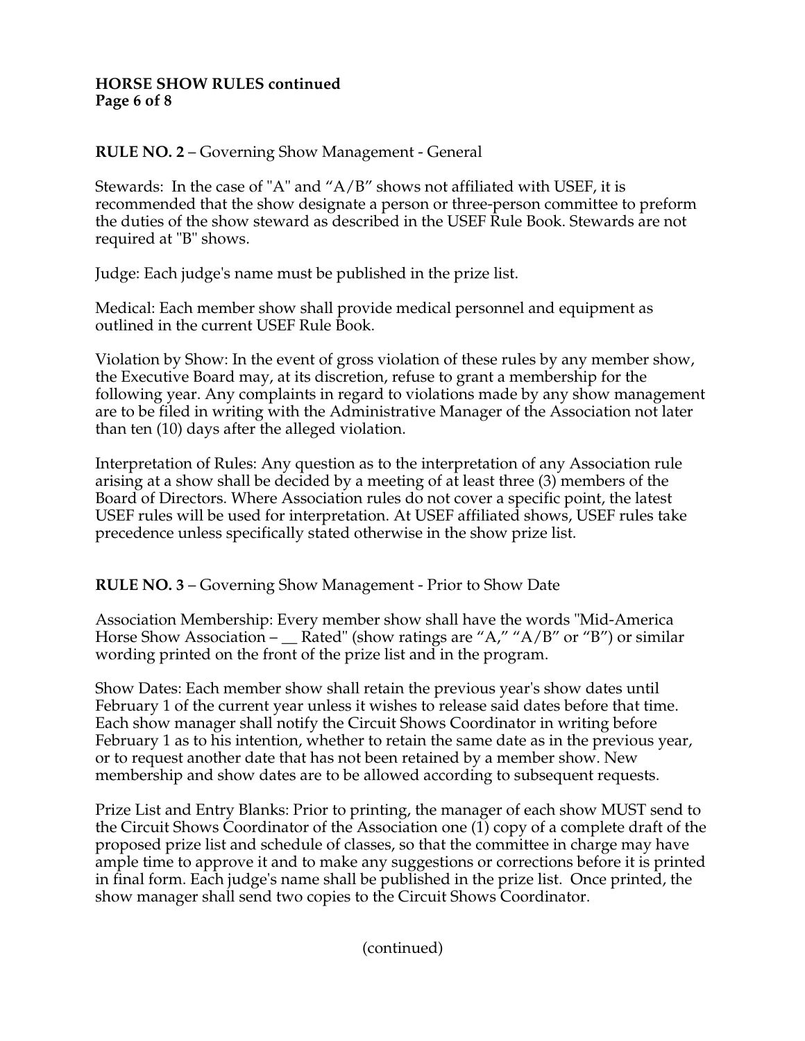**RULE NO. 2** – Governing Show Management - General

Stewards: In the case of "A" and “A/B” shows not affiliated with USEF, it is recommended that the show designate a person or three-person committee to preform the duties of the show steward as described in the USEF Rule Book. Stewards are not required at "B" shows.

Judge: Each judge's name must be published in the prize list.

Medical: Each member show shall provide medical personnel and equipment as outlined in the current USEF Rule Book.

Violation by Show: In the event of gross violation of these rules by any member show, the Executive Board may, at its discretion, refuse to grant a membership for the following year. Any complaints in regard to violations made by any show management are to be filed in writing with the Administrative Manager of the Association not later than ten (10) days after the alleged violation.

Interpretation of Rules: Any question as to the interpretation of any Association rule arising at a show shall be decided by a meeting of at least three (3) members of the Board of Directors. Where Association rules do not cover a specific point, the latest USEF rules will be used for interpretation. At USEF affiliated shows, USEF rules take precedence unless specifically stated otherwise in the show prize list.

**RULE NO. 3** – Governing Show Management - Prior to Show Date

Association Membership: Every member show shall have the words "Mid-America Horse Show Association – __ Rated" (show ratings are “A,” “A/B” or “B”) or similar wording printed on the front of the prize list and in the program.

Show Dates: Each member show shall retain the previous year's show dates until February 1 of the current year unless it wishes to release said dates before that time. Each show manager shall notify the Circuit Shows Coordinator in writing before February 1 as to his intention, whether to retain the same date as in the previous year, or to request another date that has not been retained by a member show. New membership and show dates are to be allowed according to subsequent requests.

Prize List and Entry Blanks: Prior to printing, the manager of each show MUST send to the Circuit Shows Coordinator of the Association one (1) copy of a complete draft of the proposed prize list and schedule of classes, so that the committee in charge may have ample time to approve it and to make any suggestions or corrections before it is printed in final form. Each judge's name shall be published in the prize list. Once printed, the show manager shall send two copies to the Circuit Shows Coordinator.

(continued)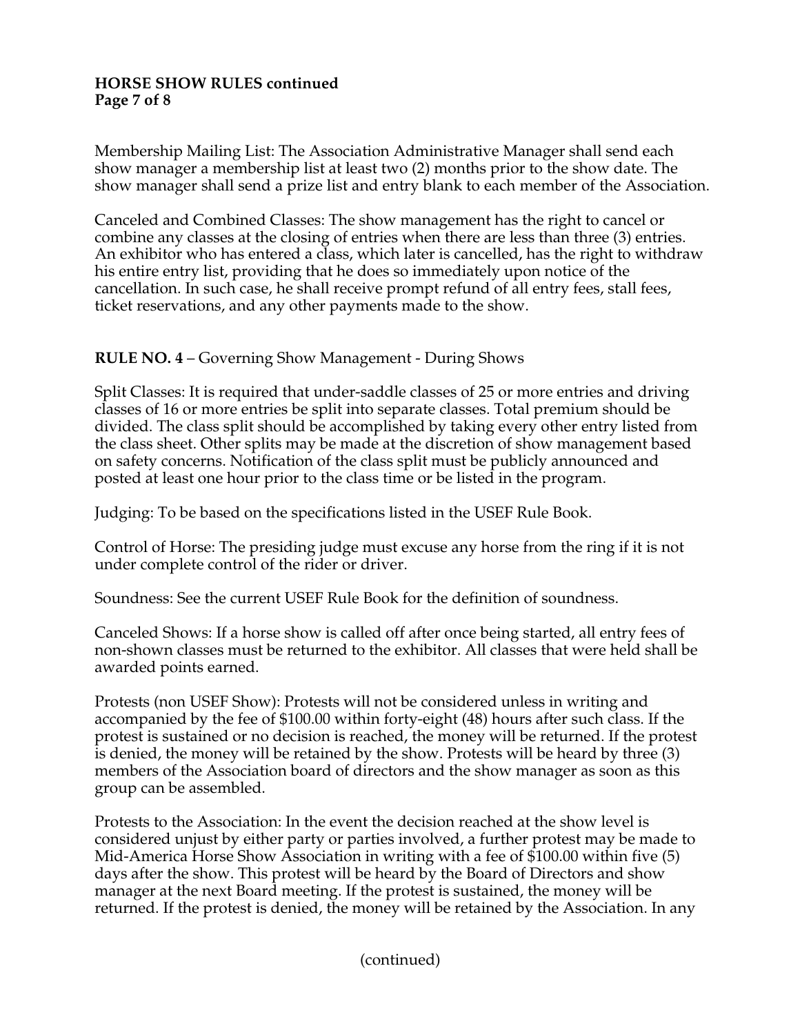Membership Mailing List: The Association Administrative Manager shall send each show manager a membership list at least two (2) months prior to the show date. The show manager shall send a prize list and entry blank to each member of the Association.

Canceled and Combined Classes: The show management has the right to cancel or combine any classes at the closing of entries when there are less than three (3) entries. An exhibitor who has entered a class, which later is cancelled, has the right to withdraw his entire entry list, providing that he does so immediately upon notice of the cancellation. In such case, he shall receive prompt refund of all entry fees, stall fees, ticket reservations, and any other payments made to the show.

**RULE NO. 4** – Governing Show Management - During Shows

Split Classes: It is required that under-saddle classes of 25 or more entries and driving classes of 16 or more entries be split into separate classes. Total premium should be divided. The class split should be accomplished by taking every other entry listed from the class sheet. Other splits may be made at the discretion of show management based on safety concerns. Notification of the class split must be publicly announced and posted at least one hour prior to the class time or be listed in the program.

Judging: To be based on the specifications listed in the USEF Rule Book.

Control of Horse: The presiding judge must excuse any horse from the ring if it is not under complete control of the rider or driver.

Soundness: See the current USEF Rule Book for the definition of soundness.

Canceled Shows: If a horse show is called off after once being started, all entry fees of non-shown classes must be returned to the exhibitor. All classes that were held shall be awarded points earned.

Protests (non USEF Show): Protests will not be considered unless in writing and accompanied by the fee of $100.00 within forty-eight (48) hours after such class. If the protest is sustained or no decision is reached, the money will be returned. If the protest is denied, the money will be retained by the show. Protests will be heard by three (3) members of the Association board of directors and the show manager as soon as this group can be assembled.

Protests to the Association: In the event the decision reached at the show level is considered unjust by either party or parties involved, a further protest may be made to Mid-America Horse Show Association in writing with a fee of $100.00 within five (5) days after the show. This protest will be heard by the Board of Directors and show manager at the next Board meeting. If the protest is sustained, the money will be returned. If the protest is denied, the money will be retained by the Association. In any

(continued)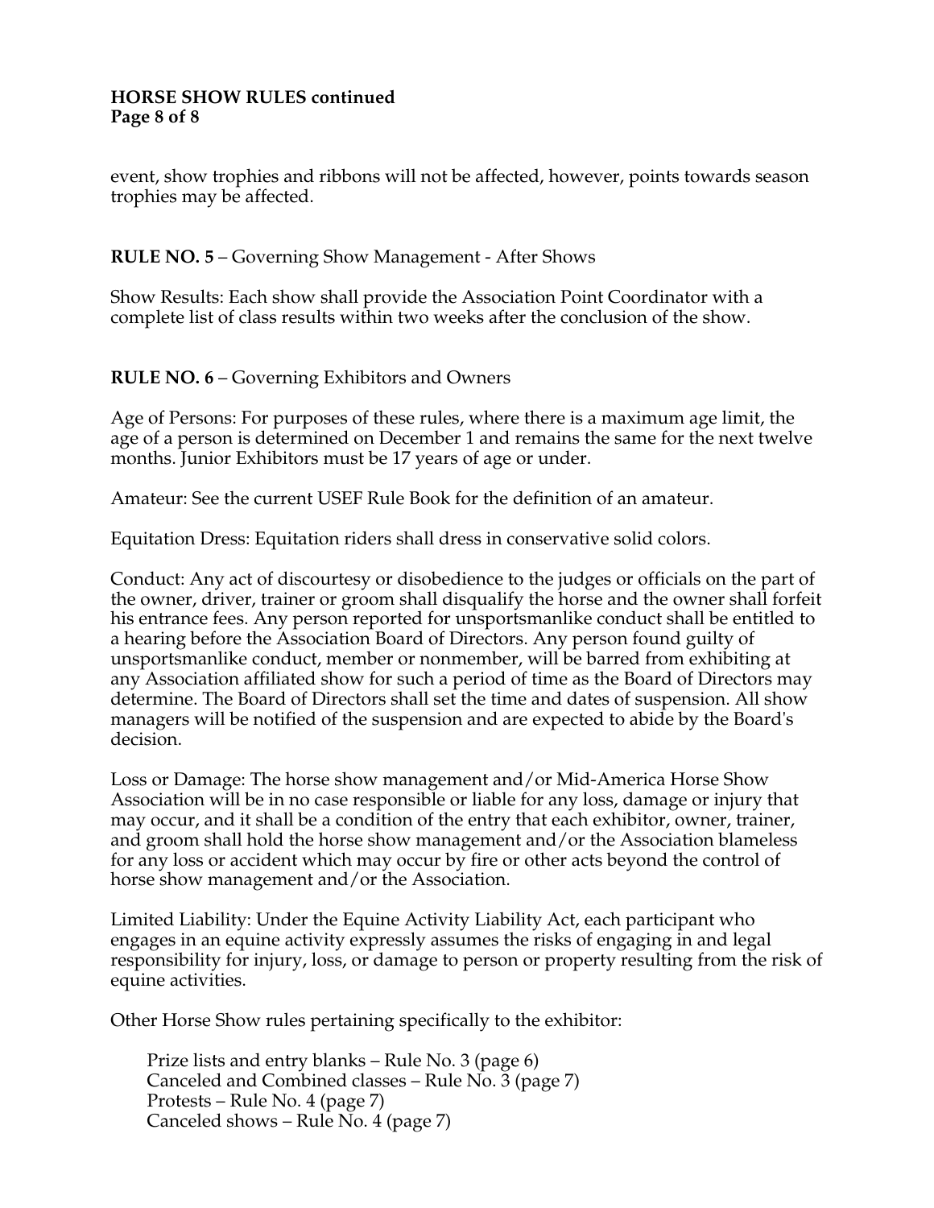event, show trophies and ribbons will not be affected, however, points towards season trophies may be affected.

**RULE NO. 5** – Governing Show Management - After Shows

Show Results: Each show shall provide the Association Point Coordinator with a complete list of class results within two weeks after the conclusion of the show.

**RULE NO. 6** – Governing Exhibitors and Owners

Age of Persons: For purposes of these rules, where there is a maximum age limit, the age of a person is determined on December 1 and remains the same for the next twelve months. Junior Exhibitors must be 17 years of age or under.

Amateur: See the current USEF Rule Book for the definition of an amateur.

Equitation Dress: Equitation riders shall dress in conservative solid colors.

Conduct: Any act of discourtesy or disobedience to the judges or officials on the part of the owner, driver, trainer or groom shall disqualify the horse and the owner shall forfeit his entrance fees. Any person reported for unsportsmanlike conduct shall be entitled to a hearing before the Association Board of Directors. Any person found guilty of unsportsmanlike conduct, member or nonmember, will be barred from exhibiting at any Association affiliated show for such a period of time as the Board of Directors may determine. The Board of Directors shall set the time and dates of suspension. All show managers will be notified of the suspension and are expected to abide by the Board's decision.

Loss or Damage: The horse show management and/or Mid-America Horse Show Association will be in no case responsible or liable for any loss, damage or injury that may occur, and it shall be a condition of the entry that each exhibitor, owner, trainer, and groom shall hold the horse show management and/or the Association blameless for any loss or accident which may occur by fire or other acts beyond the control of horse show management and/or the Association.

Limited Liability: Under the Equine Activity Liability Act, each participant who engages in an equine activity expressly assumes the risks of engaging in and legal responsibility for injury, loss, or damage to person or property resulting from the risk of equine activities.

Other Horse Show rules pertaining specifically to the exhibitor:

- Prize lists and entry blanks – Rule No. 3 (page 6)
- Canceled and Combined classes – Rule No. 3 (page 7)
- Protests – Rule No. 4 (page 7)
- Canceled shows – Rule No. 4 (page 7)